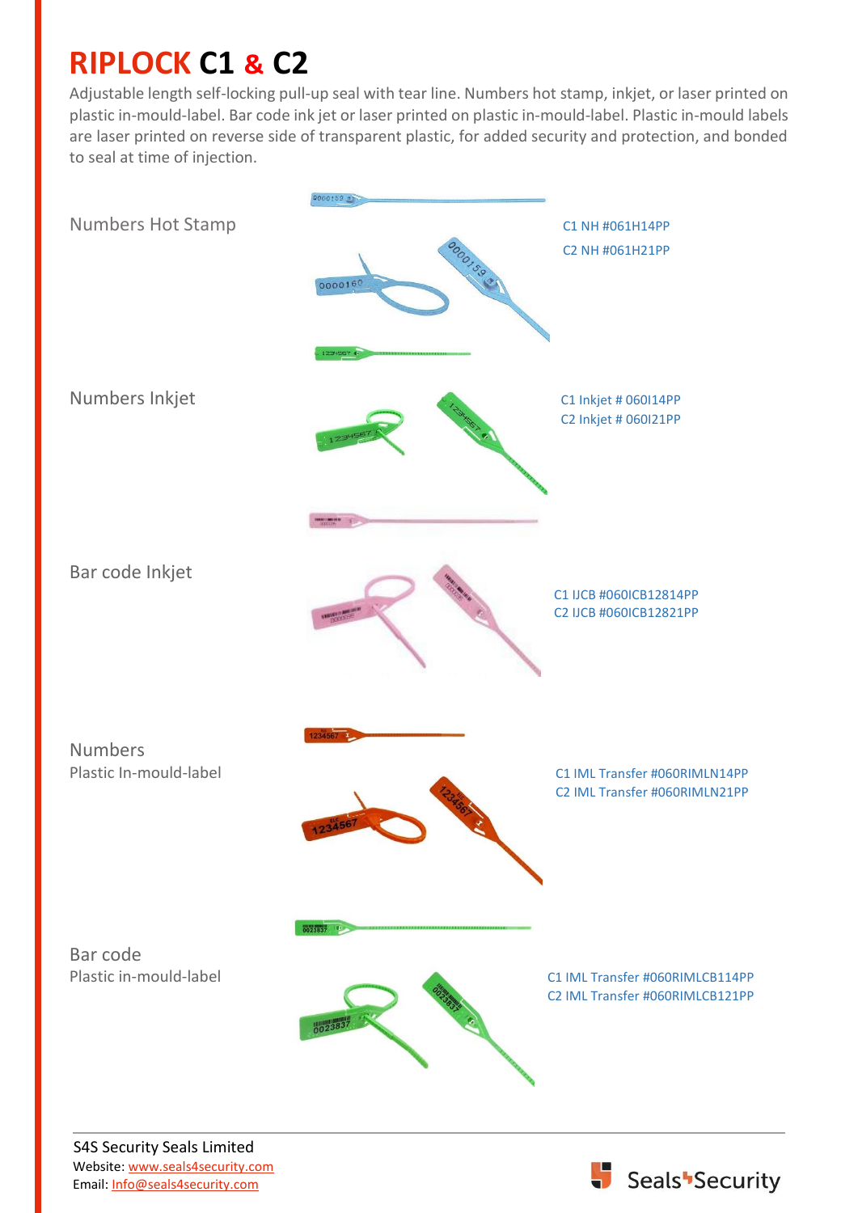# RIPLOCK C1 & C2

Adjustable length self-locking pull-up seal with tear line. Numbers hot stamp, inkjet, or laser printed on plastic in-mould-label. Bar code ink jet or laser printed on plastic in-mould-label. Plastic in-mould labels are laser printed on reverse side of transparent plastic, for added security and protection, and bonded to seal at time of injection.

Numbers Hot Stamp

C1 NH #061H14PP
C2 NH #061H21PP

Numbers Inkjet

C1 Inkjet # 060I14PP
C2 Inkjet # 060I21PP

Bar code Inkjet

C1 IJCB #060ICB12814PP
C2 IJCB #060ICB12821PP

Numbers
Plastic In-mould-label

C1 IML Transfer #060RIMLN14PP
C2 IML Transfer #060RIMLN21PP

Bar code
Plastic in-mould-label

C1 IML Transfer #060RIMLCB114PP
C2 IML Transfer #060RIMLCB121PP

S4S Security Seals Limited
Website: www.seals4security.com
Email: Info@seals4security.com

Seals4Security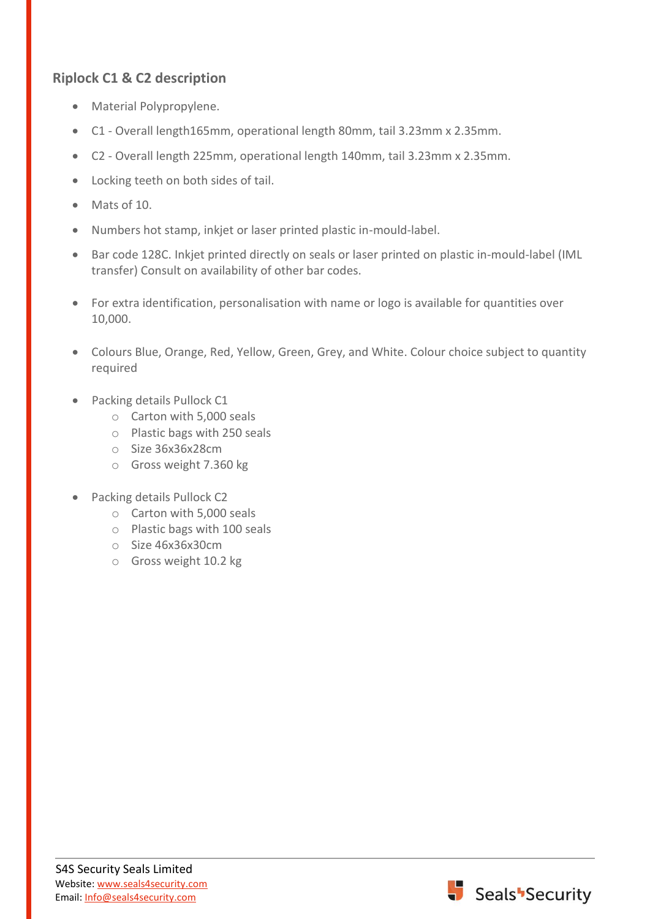## Riplock C1 & C2 description

- Material Polypropylene.
- C1 - Overall length165mm, operational length 80mm, tail 3.23mm x 2.35mm.
- C2 - Overall length 225mm, operational length 140mm, tail 3.23mm x 2.35mm.
- Locking teeth on both sides of tail.
- Mats of 10.
- Numbers hot stamp, inkjet or laser printed plastic in-mould-label.
- Bar code 128C. Inkjet printed directly on seals or laser printed on plastic in-mould-label (IML transfer) Consult on availability of other bar codes.
- For extra identification, personalisation with name or logo is available for quantities over 10,000.
- Colours Blue, Orange, Red, Yellow, Green, Grey, and White. Colour choice subject to quantity required
- Packing details Pullock C1
  - Carton with 5,000 seals
  - Plastic bags with 250 seals
  - Size 36x36x28cm
  - Gross weight 7.360 kg
- Packing details Pullock C2
  - Carton with 5,000 seals
  - Plastic bags with 100 seals
  - Size 46x36x30cm
  - Gross weight 10.2 kg

S4S Security Seals Limited
Website: www.seals4security.com
Email: Info@seals4security.com